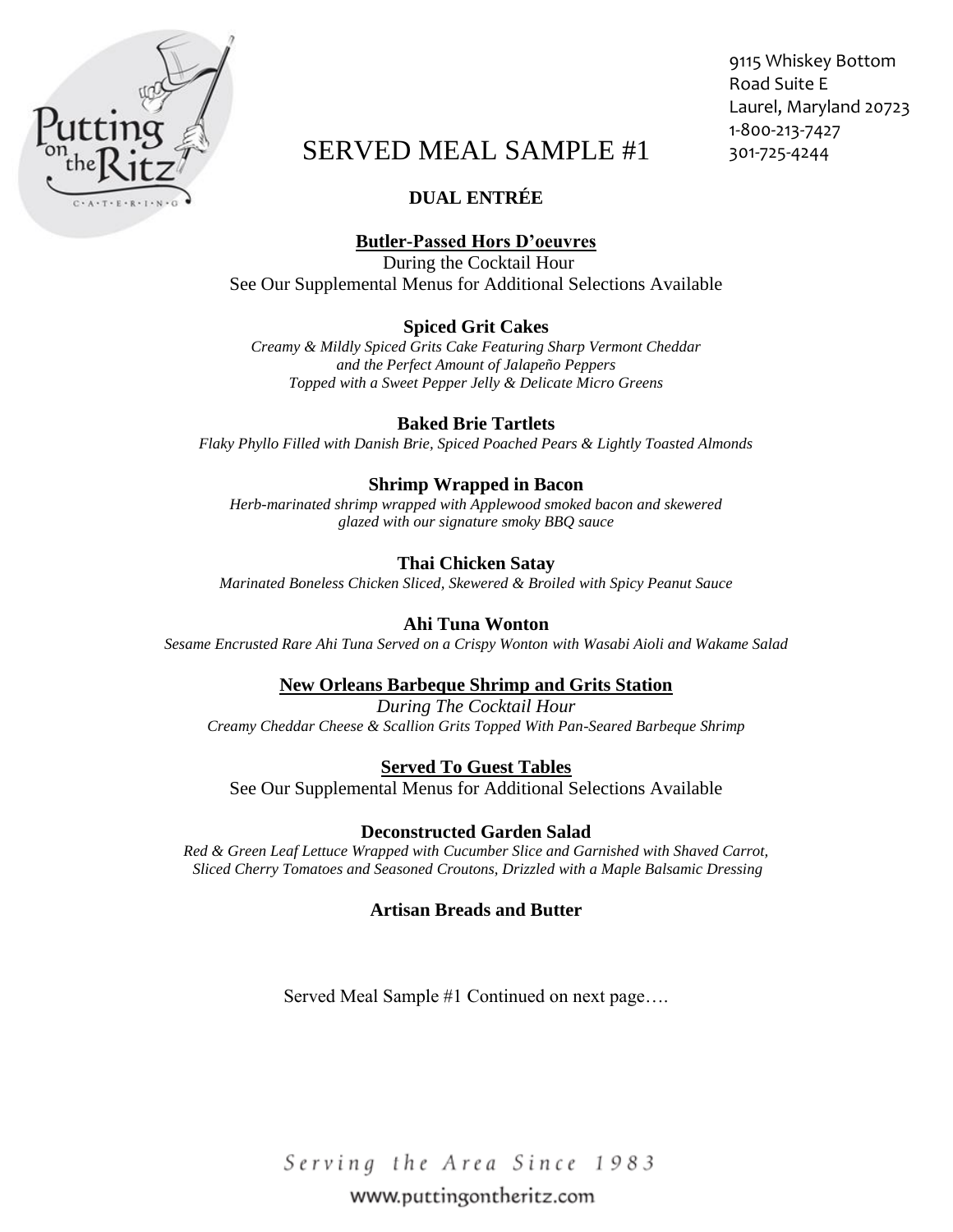9115 Whiskey Bottom
Road Suite E
Laurel, Maryland 20723
1-800-213-7427
301-725-4244

# SERVED MEAL SAMPLE #1

## DUAL ENTRÉE

**Butler-Passed Hors D'oeuvres**

During the Cocktail Hour
See Our Supplemental Menus for Additional Selections Available

**Spiced Grit Cakes**

*Creamy & Mildly Spiced Grits Cake Featuring Sharp Vermont Cheddar and the Perfect Amount of Jalapeño Peppers Topped with a Sweet Pepper Jelly & Delicate Micro Greens*

**Baked Brie Tartlets**

*Flaky Phyllo Filled with Danish Brie, Spiced Poached Pears & Lightly Toasted Almonds*

**Shrimp Wrapped in Bacon**

*Herb-marinated shrimp wrapped with Applewood smoked bacon and skewered glazed with our signature smoky BBQ sauce*

**Thai Chicken Satay**

*Marinated Boneless Chicken Sliced, Skewered & Broiled with Spicy Peanut Sauce*

**Ahi Tuna Wonton**

*Sesame Encrusted Rare Ahi Tuna Served on a Crispy Wonton with Wasabi Aioli and Wakame Salad*

**New Orleans Barbeque Shrimp and Grits Station**

*During The Cocktail Hour*

*Creamy Cheddar Cheese & Scallion Grits Topped With Pan-Seared Barbeque Shrimp*

**Served To Guest Tables**

See Our Supplemental Menus for Additional Selections Available

**Deconstructed Garden Salad**

*Red & Green Leaf Lettuce Wrapped with Cucumber Slice and Garnished with Shaved Carrot, Sliced Cherry Tomatoes and Seasoned Croutons, Drizzled with a Maple Balsamic Dressing*

**Artisan Breads and Butter**

Served Meal Sample #1 Continued on next page….

*Serving the Area Since 1983*

www.puttingontheritz.com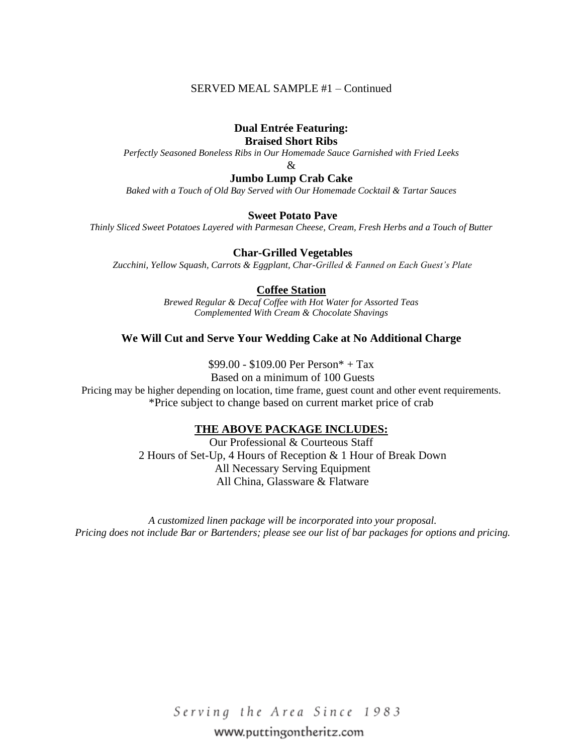SERVED MEAL SAMPLE #1 – Continued

**Dual Entrée Featuring:**
**Braised Short Ribs**
*Perfectly Seasoned Boneless Ribs in Our Homemade Sauce Garnished with Fried Leeks*
&
**Jumbo Lump Crab Cake**
*Baked with a Touch of Old Bay Served with Our Homemade Cocktail & Tartar Sauces*

**Sweet Potato Pave**
*Thinly Sliced Sweet Potatoes Layered with Parmesan Cheese, Cream, Fresh Herbs and a Touch of Butter*

**Char-Grilled Vegetables**
*Zucchini, Yellow Squash, Carrots & Eggplant, Char-Grilled & Fanned on Each Guest's Plate*

**Coffee Station**
*Brewed Regular & Decaf Coffee with Hot Water for Assorted Teas*
*Complemented With Cream & Chocolate Shavings*

**We Will Cut and Serve Your Wedding Cake at No Additional Charge**

$99.00 - $109.00 Per Person* + Tax
Based on a minimum of 100 Guests
Pricing may be higher depending on location, time frame, guest count and other event requirements.
*Price subject to change based on current market price of crab

**THE ABOVE PACKAGE INCLUDES:**
Our Professional & Courteous Staff
2 Hours of Set-Up, 4 Hours of Reception & 1 Hour of Break Down
All Necessary Serving Equipment
All China, Glassware & Flatware

*A customized linen package will be incorporated into your proposal.*
*Pricing does not include Bar or Bartenders; please see our list of bar packages for options and pricing.*

Serving the Area Since 1983
www.puttingontheritz.com